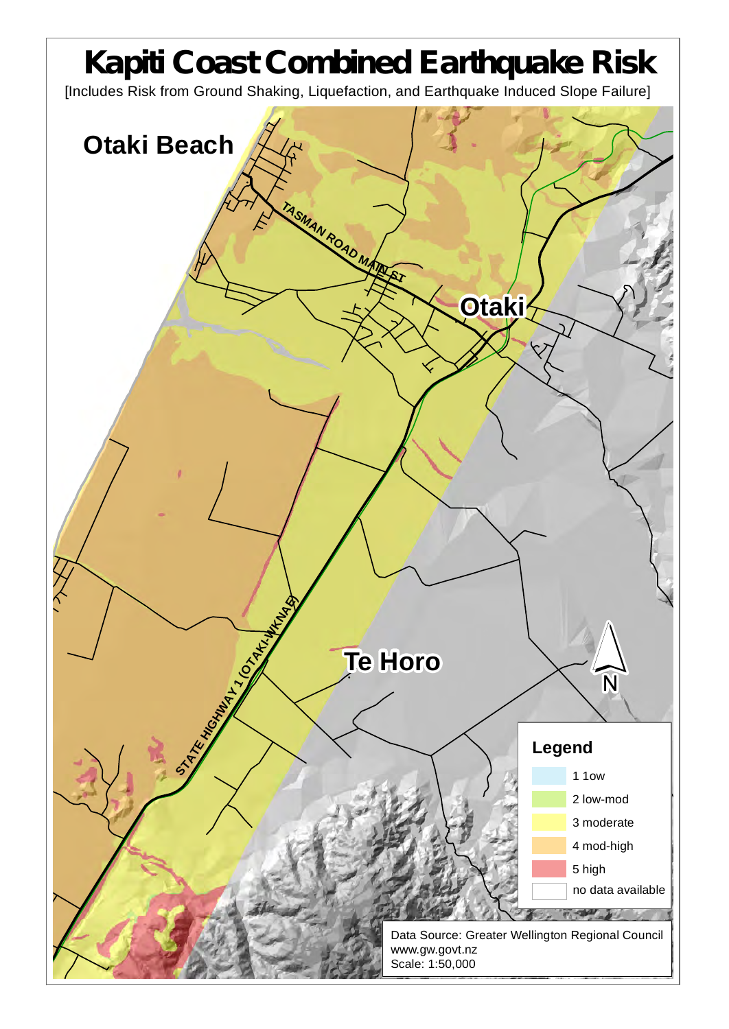# Kapiti Coast Combined Earthquake Risk

[Includes Risk from Ground Shaking, Liquefaction, and Earthquake Induced Slope Failure]

Otaki Beach

TASMAN ROAD MAIN ST

Otaki

STATE HIGHWAY 1 (OTAKI-WKNAE)

Te Horo

N

**Legend**

- 1 1ow
- 2 low-mod
- 3 moderate
- 4 mod-high
- 5 high
- no data available

Data Source: Greater Wellington Regional Council
www.gw.govt.nz
Scale: 1:50,000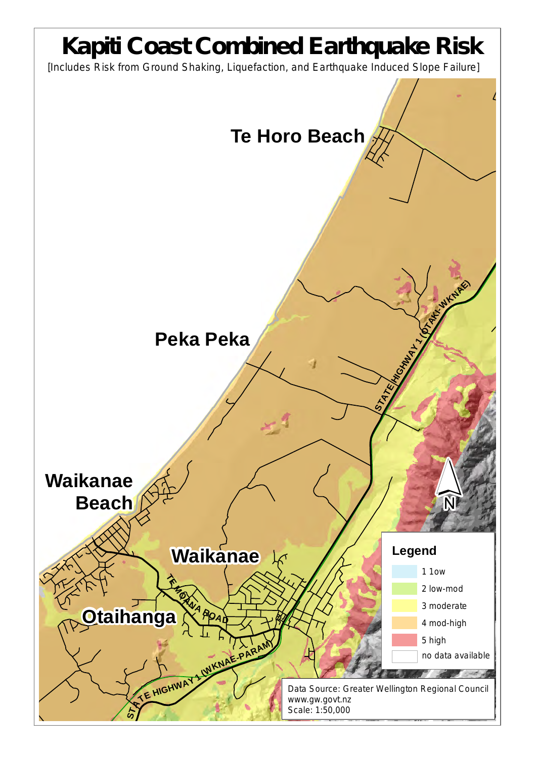# Kapiti Coast Combined Earthquake Risk

[Includes Risk from Ground Shaking, Liquefaction, and Earthquake Induced Slope Failure]

Te Horo Beach

Peka Peka

Waikanae Beach

Waikanae

Otaihanga

STATE HIGHWAY 1 (OTAKI-WKNAE)

TE MOANA ROAD

STATE HIGHWAY 1 (WKNAE-PARAM)

N

**Legend**

- 1 low
- 2 low-mod
- 3 moderate
- 4 mod-high
- 5 high
- no data available

Data Source: Greater Wellington Regional Council
www.gw.govt.nz
Scale: 1:50,000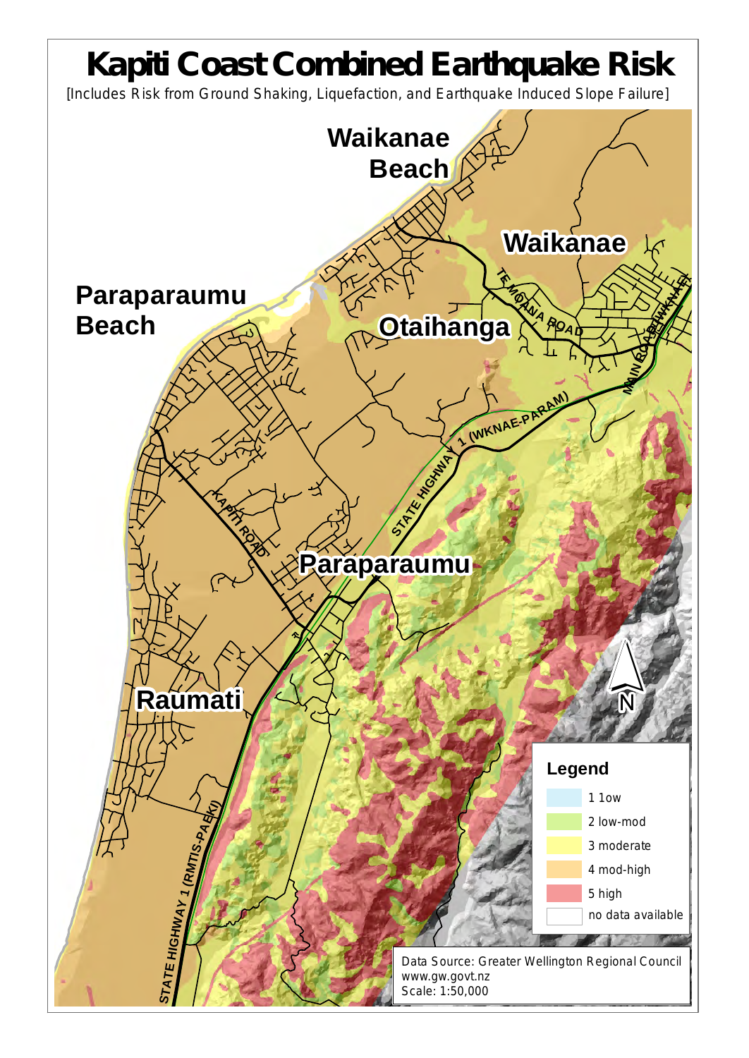# Kapiti Coast Combined Earthquake Risk

[Includes Risk from Ground Shaking, Liquefaction, and Earthquake Induced Slope Failure]

Waikanae Beach

Waikanae

Paraparaumu Beach

Otaihanga

Paraparaumu

Raumati

TE MOANA ROAD

MAIN ROAD WAIKANAE

STATE HIGHWAY 1 (WKNAE-PARAM)

KAPITI ROAD

STATE HIGHWAY 1 (RMTIS-PAEKI)

N

**Legend**

- 1 low
- 2 low-mod
- 3 moderate
- 4 mod-high
- 5 high
- no data available

Data Source: Greater Wellington Regional Council
www.gw.govt.nz
Scale: 1:50,000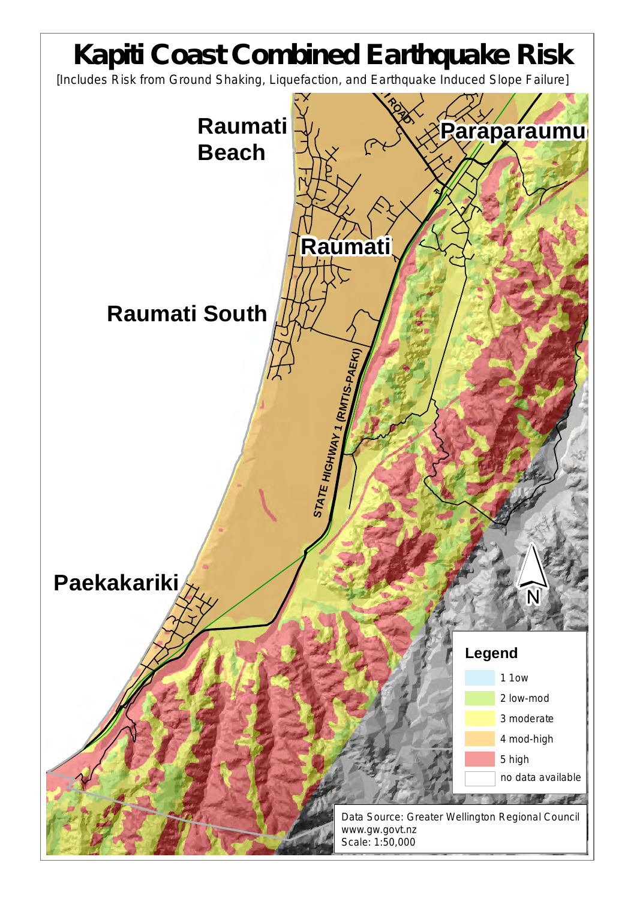# Kapiti Coast Combined Earthquake Risk

[Includes Risk from Ground Shaking, Liquefaction, and Earthquake Induced Slope Failure]

Raumati Beach

Paraparaumu

Raumati

Raumati South

STATE HIGHWAY 1 (RMTIS-PAEKI)

ROAD

Paekakariki

N

Legend

1 low

2 low-mod

3 moderate

4 mod-high

5 high

no data available

Data Source: Greater Wellington Regional Council
www.gw.govt.nz
Scale: 1:50,000